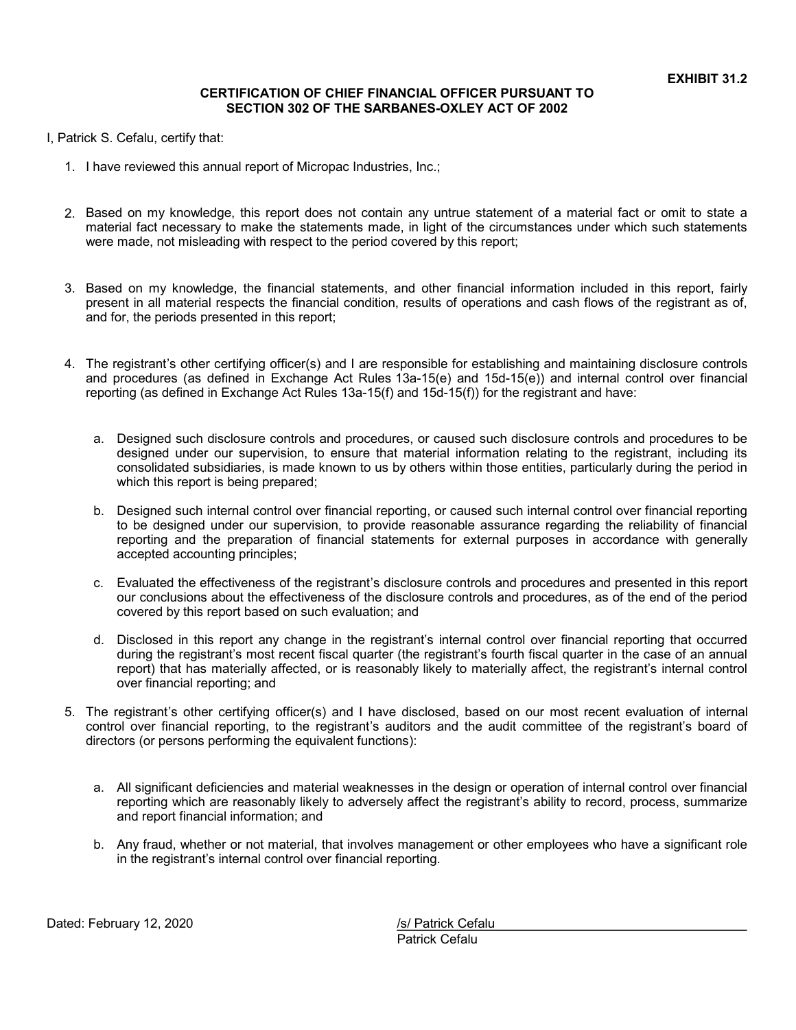**EXHIBIT 31.2**

**CERTIFICATION OF CHIEF FINANCIAL OFFICER PURSUANT TO SECTION 302 OF THE SARBANES-OXLEY ACT OF 2002**

I, Patrick S. Cefalu, certify that:

1. I have reviewed this annual report of Micropac Industries, Inc.;

2. Based on my knowledge, this report does not contain any untrue statement of a material fact or omit to state a material fact necessary to make the statements made, in light of the circumstances under which such statements were made, not misleading with respect to the period covered by this report;

3. Based on my knowledge, the financial statements, and other financial information included in this report, fairly present in all material respects the financial condition, results of operations and cash flows of the registrant as of, and for, the periods presented in this report;

4. The registrant's other certifying officer(s) and I are responsible for establishing and maintaining disclosure controls and procedures (as defined in Exchange Act Rules 13a-15(e) and 15d-15(e)) and internal control over financial reporting (as defined in Exchange Act Rules 13a-15(f) and 15d-15(f)) for the registrant and have:

   a. Designed such disclosure controls and procedures, or caused such disclosure controls and procedures to be designed under our supervision, to ensure that material information relating to the registrant, including its consolidated subsidiaries, is made known to us by others within those entities, particularly during the period in which this report is being prepared;

   b. Designed such internal control over financial reporting, or caused such internal control over financial reporting to be designed under our supervision, to provide reasonable assurance regarding the reliability of financial reporting and the preparation of financial statements for external purposes in accordance with generally accepted accounting principles;

   c. Evaluated the effectiveness of the registrant's disclosure controls and procedures and presented in this report our conclusions about the effectiveness of the disclosure controls and procedures, as of the end of the period covered by this report based on such evaluation; and

   d. Disclosed in this report any change in the registrant's internal control over financial reporting that occurred during the registrant's most recent fiscal quarter (the registrant's fourth fiscal quarter in the case of an annual report) that has materially affected, or is reasonably likely to materially affect, the registrant's internal control over financial reporting; and

5. The registrant's other certifying officer(s) and I have disclosed, based on our most recent evaluation of internal control over financial reporting, to the registrant's auditors and the audit committee of the registrant's board of directors (or persons performing the equivalent functions):

   a. All significant deficiencies and material weaknesses in the design or operation of internal control over financial reporting which are reasonably likely to adversely affect the registrant's ability to record, process, summarize and report financial information; and

   b. Any fraud, whether or not material, that involves management or other employees who have a significant role in the registrant's internal control over financial reporting.

Dated: February 12, 2020

/s/ Patrick Cefalu
Patrick Cefalu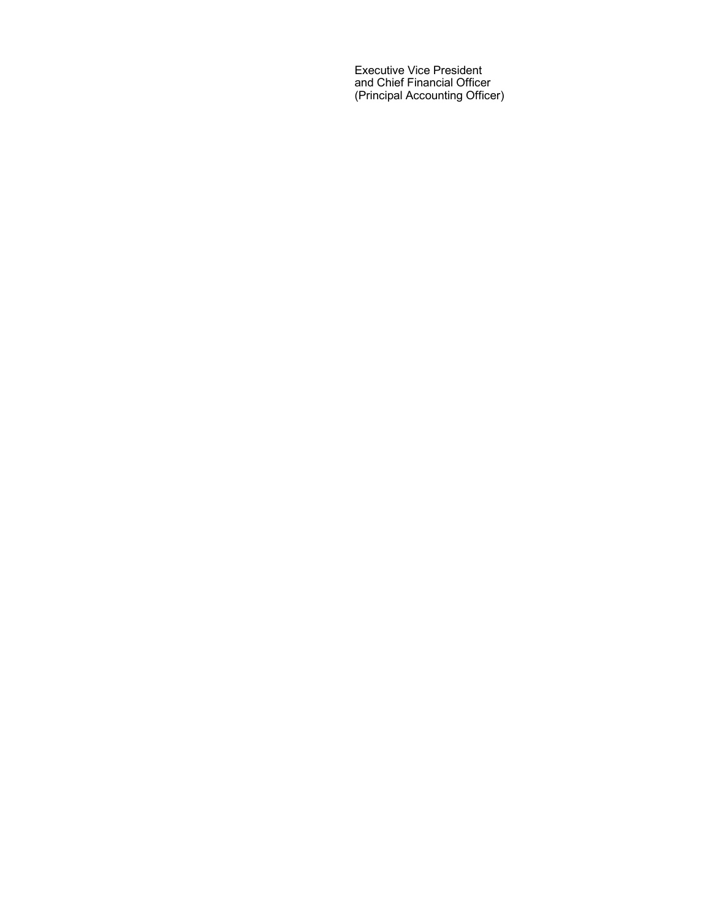Executive Vice President
and Chief Financial Officer
(Principal Accounting Officer)